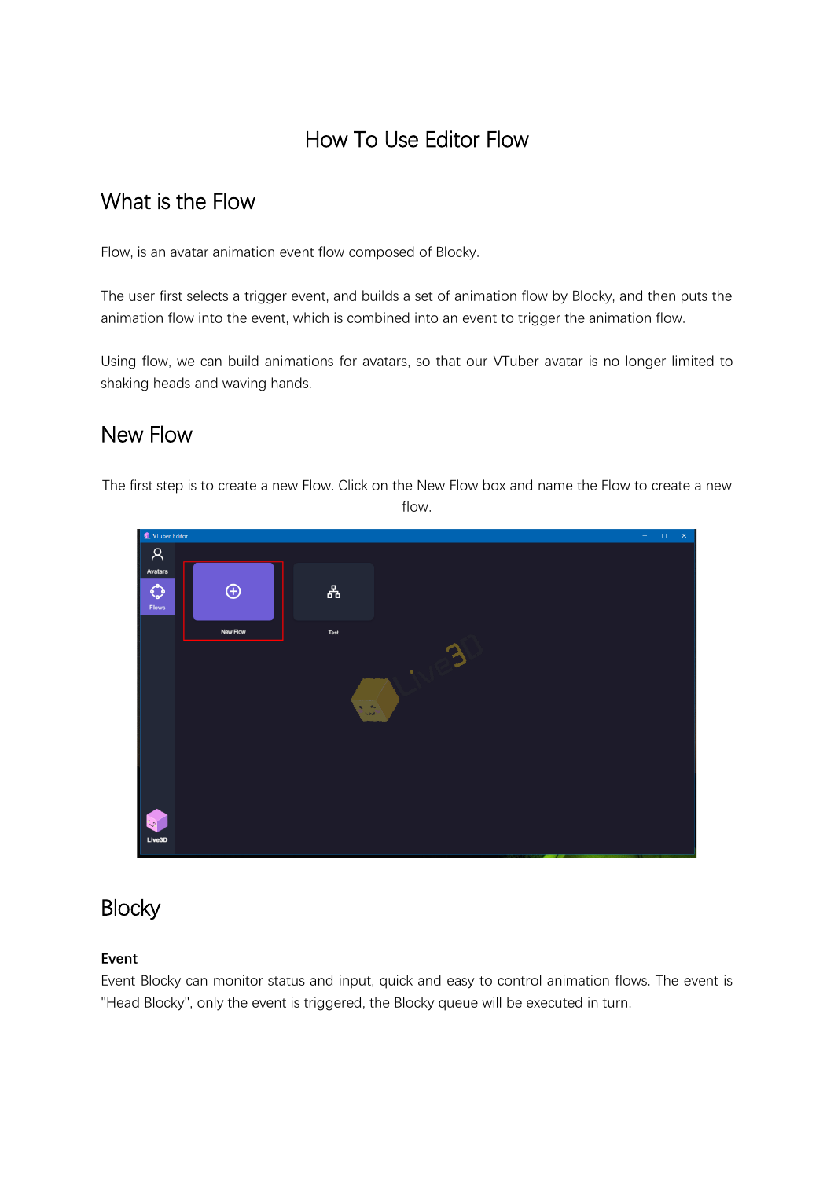# How To Use Editor Flow

## What is the Flow

Flow, is an avatar animation event flow composed of Blocky.

The user first selects a trigger event, and builds a set of animation flow by Blocky, and then puts the animation flow into the event, which is combined into an event to trigger the animation flow.

Using flow, we can build animations for avatars, so that our VTuber avatar is no longer limited to shaking heads and waving hands.

## New Flow

The first step is to create a new Flow. Click on the New Flow box and name the Flow to create a new flow.

## Blocky

**Event**

Event Blocky can monitor status and input, quick and easy to control animation flows. The event is "Head Blocky", only the event is triggered, the Blocky queue will be executed in turn.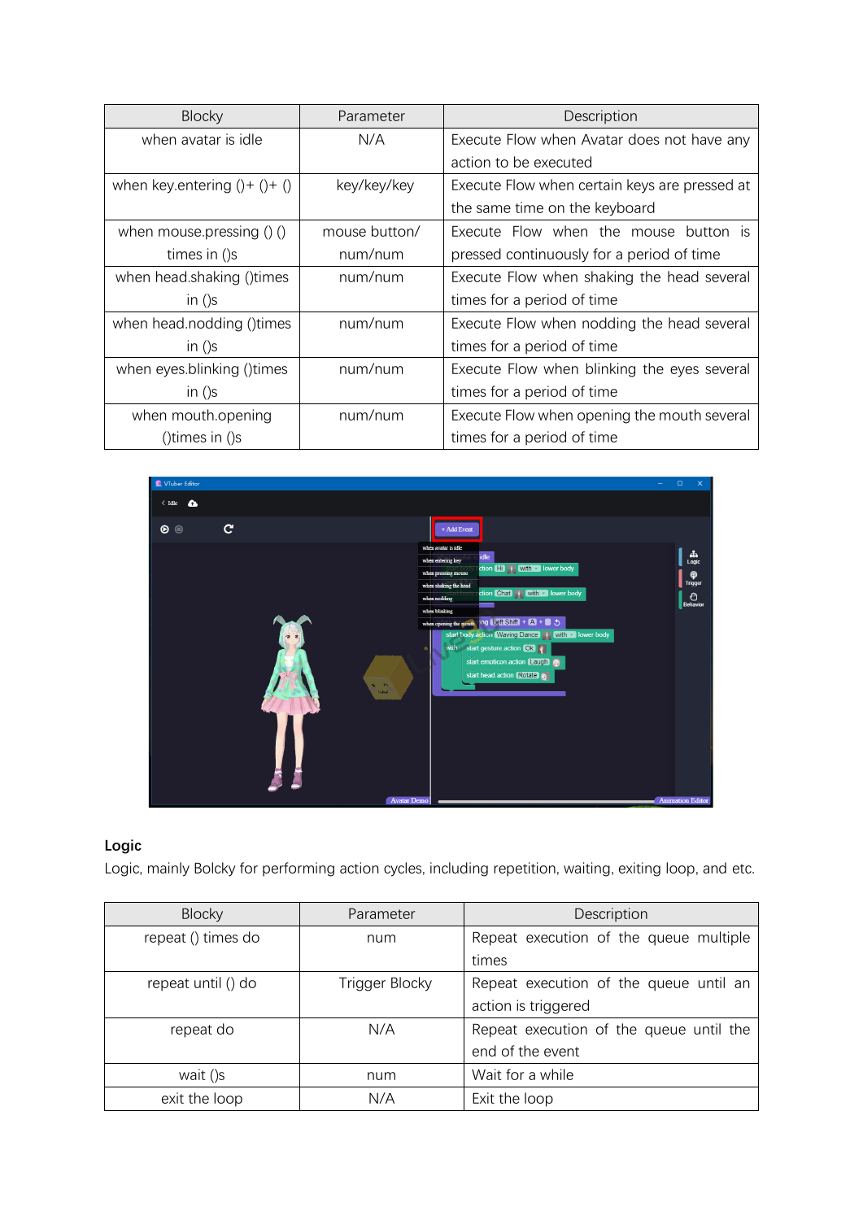| Blocky | Parameter | Description |
| --- | --- | --- |
| when avatar is idle | N/A | Execute Flow when Avatar does not have any action to be executed |
| when key.entering ()+ ()+ () | key/key/key | Execute Flow when certain keys are pressed at the same time on the keyboard |
| when mouse.pressing () () times in ()s | mouse button/ num/num | Execute Flow when the mouse button is pressed continuously for a period of time |
| when head.shaking ()times in ()s | num/num | Execute Flow when shaking the head several times for a period of time |
| when head.nodding ()times in ()s | num/num | Execute Flow when nodding the head several times for a period of time |
| when eyes.blinking ()times in ()s | num/num | Execute Flow when blinking the eyes several times for a period of time |
| when mouth.opening ()times in ()s | num/num | Execute Flow when opening the mouth several times for a period of time |

**Logic**

Logic, mainly Bolcky for performing action cycles, including repetition, waiting, exiting loop, and etc.

| Blocky | Parameter | Description |
| --- | --- | --- |
| repeat () times do | num | Repeat execution of the queue multiple times |
| repeat until () do | Trigger Blocky | Repeat execution of the queue until an action is triggered |
| repeat do | N/A | Repeat execution of the queue until the end of the event |
| wait ()s | num | Wait for a while |
| exit the loop | N/A | Exit the loop |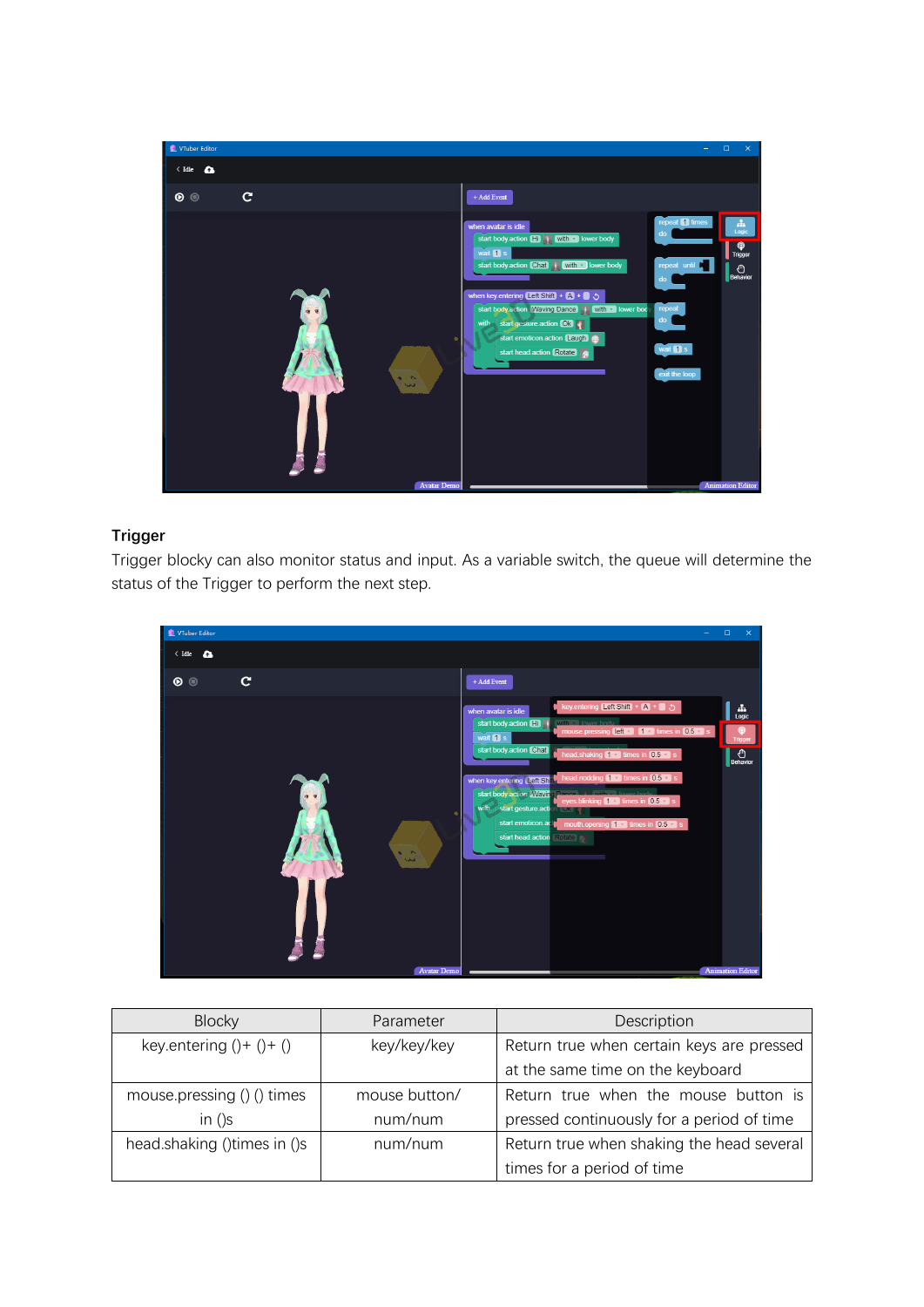**Trigger**

Trigger blocky can also monitor status and input. As a variable switch, the queue will determine the status of the Trigger to perform the next step.

| Blocky | Parameter | Description |
|---|---|---|
| key.entering ()+ ()+ () | key/key/key | Return true when certain keys are pressed at the same time on the keyboard |
| mouse.pressing () () times in ()s | mouse button/ num/num | Return true when the mouse button is pressed continuously for a period of time |
| head.shaking ()times in ()s | num/num | Return true when shaking the head several times for a period of time |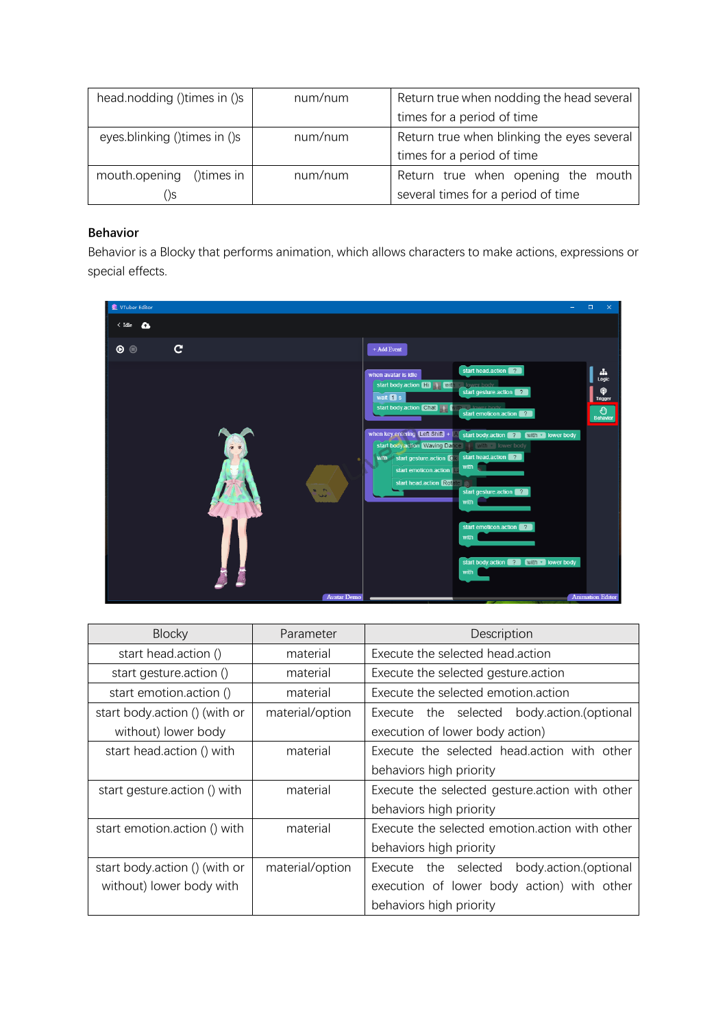| head.nodding ()times in ()s | num/num | Return true when nodding the head several times for a period of time |
|---|---|---|
| eyes.blinking ()times in ()s | num/num | Return true when blinking the eyes several times for a period of time |
| mouth.opening ()times in ()s | num/num | Return true when opening the mouth several times for a period of time |

**Behavior**

Behavior is a Blocky that performs animation, which allows characters to make actions, expressions or special effects.

| Blocky | Parameter | Description |
|---|---|---|
| start head.action () | material | Execute the selected head.action |
| start gesture.action () | material | Execute the selected gesture.action |
| start emotion.action () | material | Execute the selected emotion.action |
| start body.action () (with or without) lower body | material/option | Execute the selected body.action.(optional execution of lower body action) |
| start head.action () with | material | Execute the selected head.action with other behaviors high priority |
| start gesture.action () with | material | Execute the selected gesture.action with other behaviors high priority |
| start emotion.action () with | material | Execute the selected emotion.action with other behaviors high priority |
| start body.action () (with or without) lower body with | material/option | Execute the selected body.action.(optional execution of lower body action) with other behaviors high priority |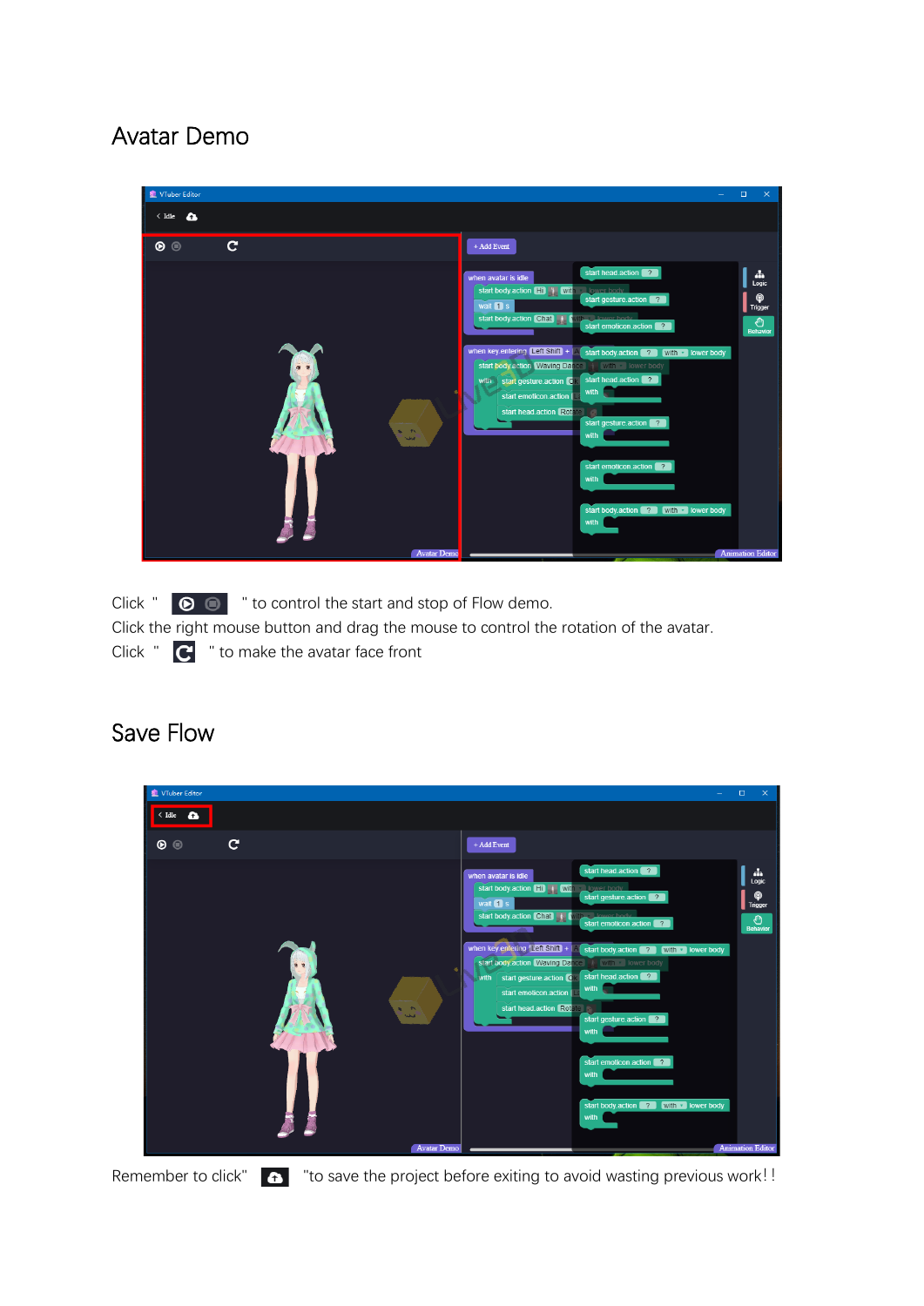# Avatar Demo

Click "  " to control the start and stop of Flow demo.

Click the right mouse button and drag the mouse to control the rotation of the avatar.

Click "  " to make the avatar face front

# Save Flow

Remember to click"  "to save the project before exiting to avoid wasting previous work!!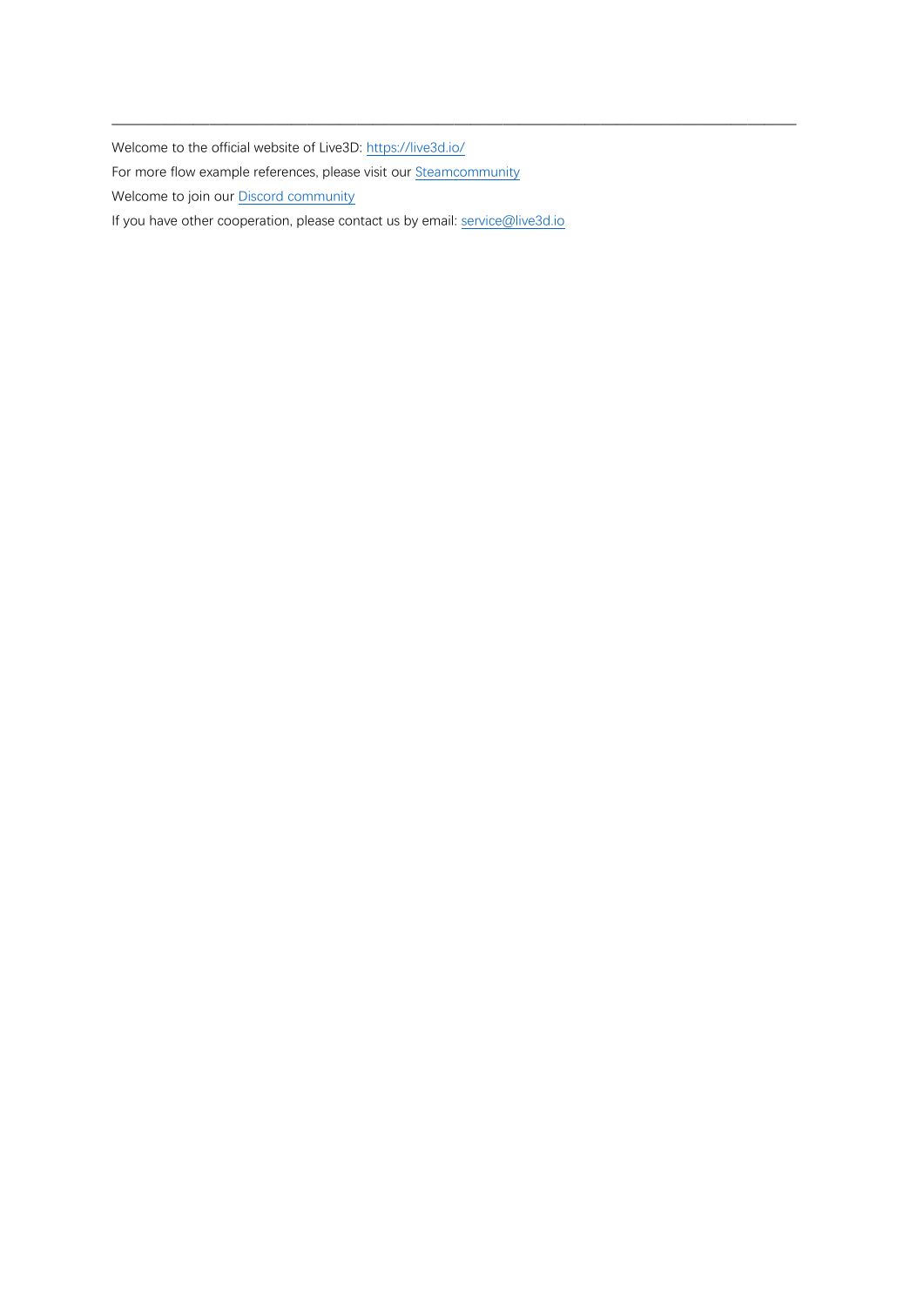---

Welcome to the official website of Live3D: https://live3d.io/

For more flow example references, please visit our Steamcommunity

Welcome to join our Discord community

If you have other cooperation, please contact us by email: service@live3d.io